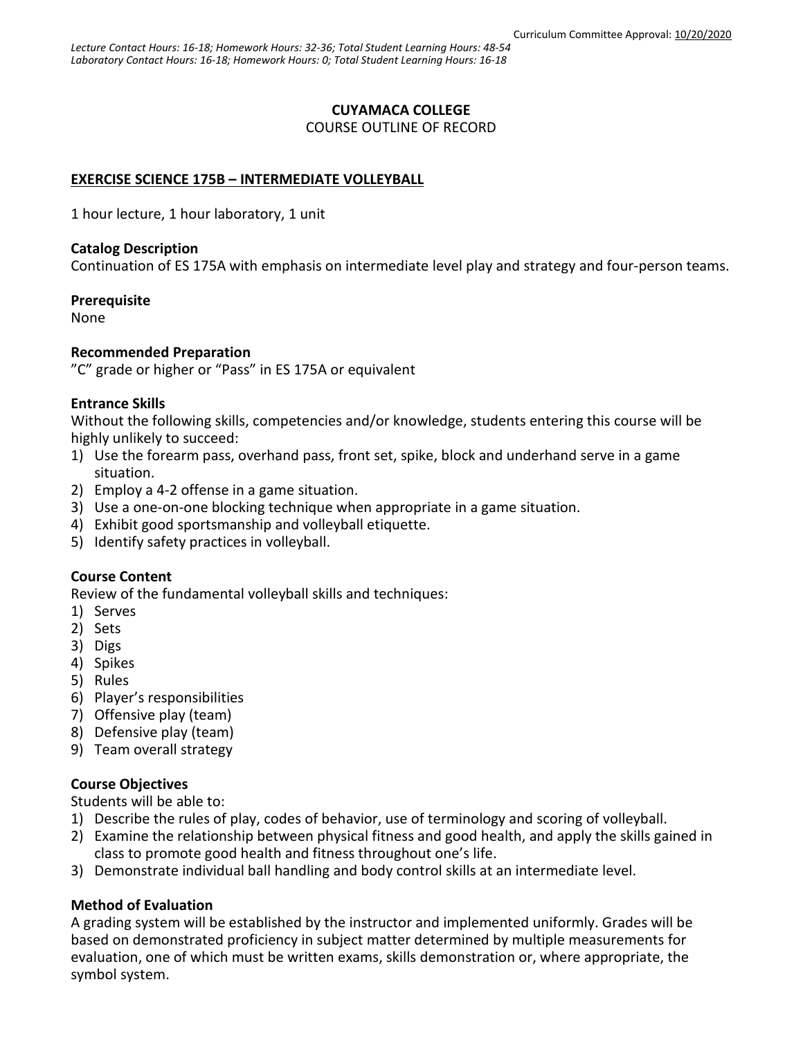Curriculum Committee Approval: 10/20/2020

*Lecture Contact Hours: 16-18; Homework Hours: 32-36; Total Student Learning Hours: 48-54*
*Laboratory Contact Hours: 16-18; Homework Hours: 0; Total Student Learning Hours: 16-18*

**CUYAMACA COLLEGE**

COURSE OUTLINE OF RECORD

**EXERCISE SCIENCE 175B – INTERMEDIATE VOLLEYBALL**

1 hour lecture, 1 hour laboratory, 1 unit

**Catalog Description**

Continuation of ES 175A with emphasis on intermediate level play and strategy and four-person teams.

**Prerequisite**

None

**Recommended Preparation**

"C" grade or higher or "Pass" in ES 175A or equivalent

**Entrance Skills**

Without the following skills, competencies and/or knowledge, students entering this course will be highly unlikely to succeed:

1) Use the forearm pass, overhand pass, front set, spike, block and underhand serve in a game situation.
2) Employ a 4-2 offense in a game situation.
3) Use a one-on-one blocking technique when appropriate in a game situation.
4) Exhibit good sportsmanship and volleyball etiquette.
5) Identify safety practices in volleyball.

**Course Content**

Review of the fundamental volleyball skills and techniques:

1) Serves
2) Sets
3) Digs
4) Spikes
5) Rules
6) Player's responsibilities
7) Offensive play (team)
8) Defensive play (team)
9) Team overall strategy

**Course Objectives**

Students will be able to:

1) Describe the rules of play, codes of behavior, use of terminology and scoring of volleyball.
2) Examine the relationship between physical fitness and good health, and apply the skills gained in class to promote good health and fitness throughout one's life.
3) Demonstrate individual ball handling and body control skills at an intermediate level.

**Method of Evaluation**

A grading system will be established by the instructor and implemented uniformly. Grades will be based on demonstrated proficiency in subject matter determined by multiple measurements for evaluation, one of which must be written exams, skills demonstration or, where appropriate, the symbol system.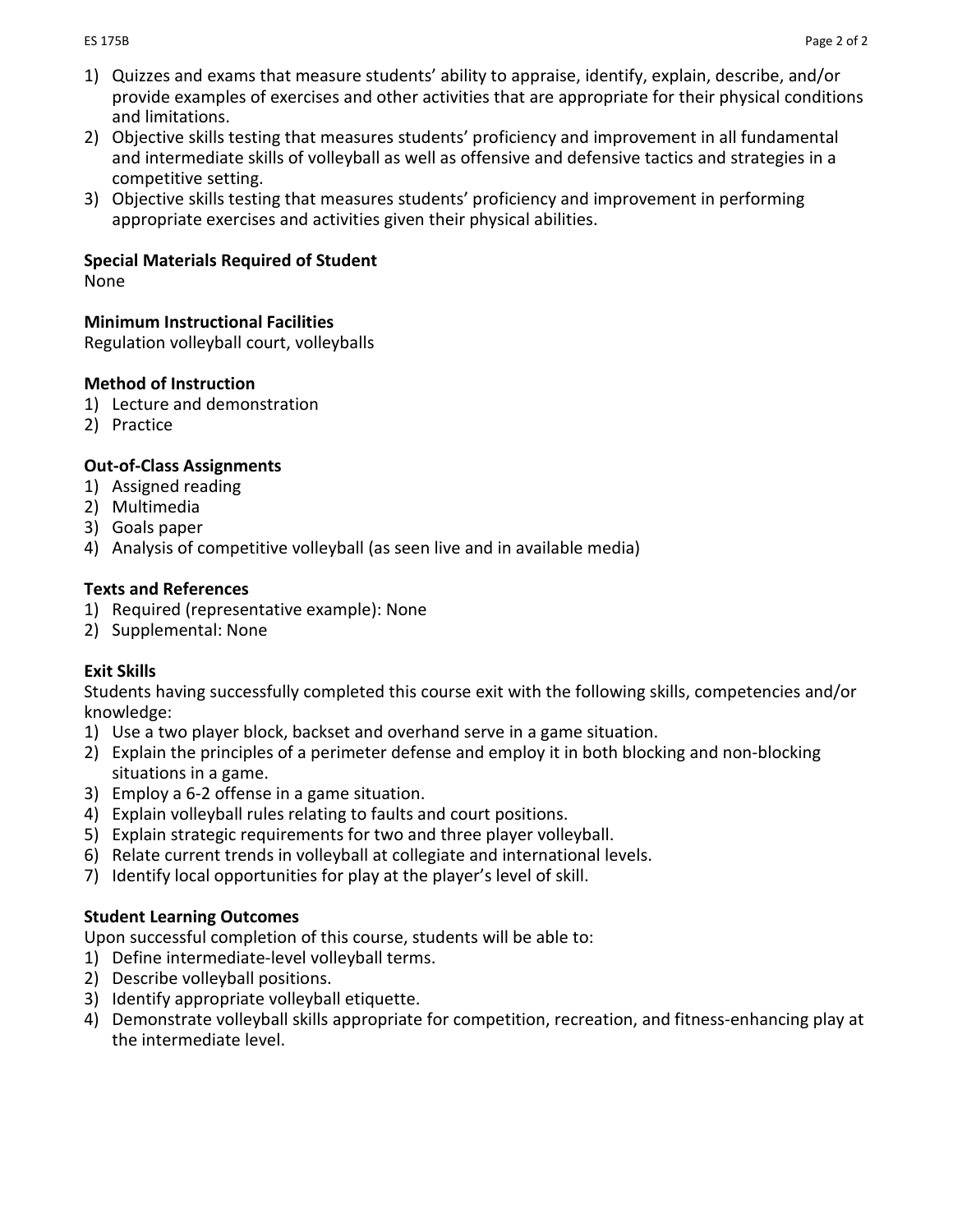1) Quizzes and exams that measure students' ability to appraise, identify, explain, describe, and/or provide examples of exercises and other activities that are appropriate for their physical conditions and limitations.
2) Objective skills testing that measures students' proficiency and improvement in all fundamental and intermediate skills of volleyball as well as offensive and defensive tactics and strategies in a competitive setting.
3) Objective skills testing that measures students' proficiency and improvement in performing appropriate exercises and activities given their physical abilities.

**Special Materials Required of Student**

None

**Minimum Instructional Facilities**

Regulation volleyball court, volleyballs

**Method of Instruction**

1) Lecture and demonstration
2) Practice

**Out-of-Class Assignments**

1) Assigned reading
2) Multimedia
3) Goals paper
4) Analysis of competitive volleyball (as seen live and in available media)

**Texts and References**

1) Required (representative example): None
2) Supplemental: None

**Exit Skills**

Students having successfully completed this course exit with the following skills, competencies and/or knowledge:

1) Use a two player block, backset and overhand serve in a game situation.
2) Explain the principles of a perimeter defense and employ it in both blocking and non-blocking situations in a game.
3) Employ a 6-2 offense in a game situation.
4) Explain volleyball rules relating to faults and court positions.
5) Explain strategic requirements for two and three player volleyball.
6) Relate current trends in volleyball at collegiate and international levels.
7) Identify local opportunities for play at the player's level of skill.

**Student Learning Outcomes**

Upon successful completion of this course, students will be able to:

1) Define intermediate-level volleyball terms.
2) Describe volleyball positions.
3) Identify appropriate volleyball etiquette.
4) Demonstrate volleyball skills appropriate for competition, recreation, and fitness-enhancing play at the intermediate level.